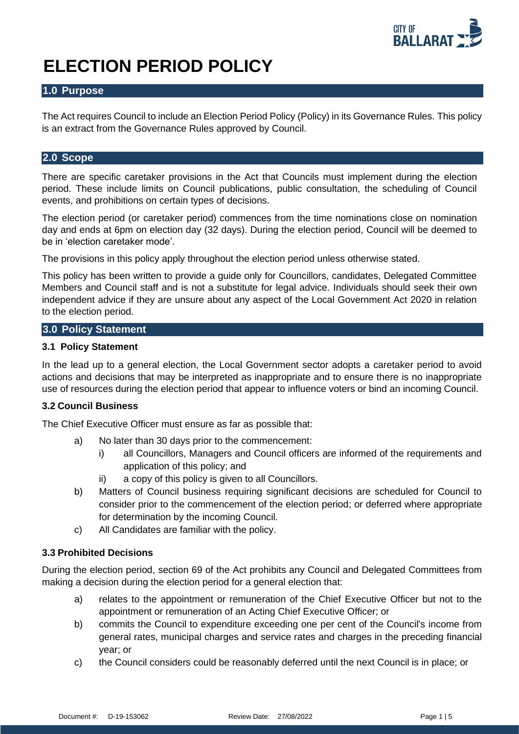# ELECTION PERIOD POLICY

## 1.0 Purpose

The Act requires Council to include an Election Period Policy (Policy) in its Governance Rules. This policy is an extract from the Governance Rules approved by Council.

## 2.0 Scope

There are specific caretaker provisions in the Act that Councils must implement during the election period. These include limits on Council publications, public consultation, the scheduling of Council events, and prohibitions on certain types of decisions.

The election period (or caretaker period) commences from the time nominations close on nomination day and ends at 6pm on election day (32 days). During the election period, Council will be deemed to be in 'election caretaker mode'.

The provisions in this policy apply throughout the election period unless otherwise stated.

This policy has been written to provide a guide only for Councillors, candidates, Delegated Committee Members and Council staff and is not a substitute for legal advice. Individuals should seek their own independent advice if they are unsure about any aspect of the Local Government Act 2020 in relation to the election period.

## 3.0 Policy Statement

### 3.1 Policy Statement

In the lead up to a general election, the Local Government sector adopts a caretaker period to avoid actions and decisions that may be interpreted as inappropriate and to ensure there is no inappropriate use of resources during the election period that appear to influence voters or bind an incoming Council.

### 3.2 Council Business

The Chief Executive Officer must ensure as far as possible that:

a) No later than 30 days prior to the commencement:
   i) all Councillors, Managers and Council officers are informed of the requirements and application of this policy; and
   ii) a copy of this policy is given to all Councillors.

b) Matters of Council business requiring significant decisions are scheduled for Council to consider prior to the commencement of the election period; or deferred where appropriate for determination by the incoming Council.

c) All Candidates are familiar with the policy.

### 3.3 Prohibited Decisions

During the election period, section 69 of the Act prohibits any Council and Delegated Committees from making a decision during the election period for a general election that:

a) relates to the appointment or remuneration of the Chief Executive Officer but not to the appointment or remuneration of an Acting Chief Executive Officer; or

b) commits the Council to expenditure exceeding one per cent of the Council's income from general rates, municipal charges and service rates and charges in the preceding financial year; or

c) the Council considers could be reasonably deferred until the next Council is in place; or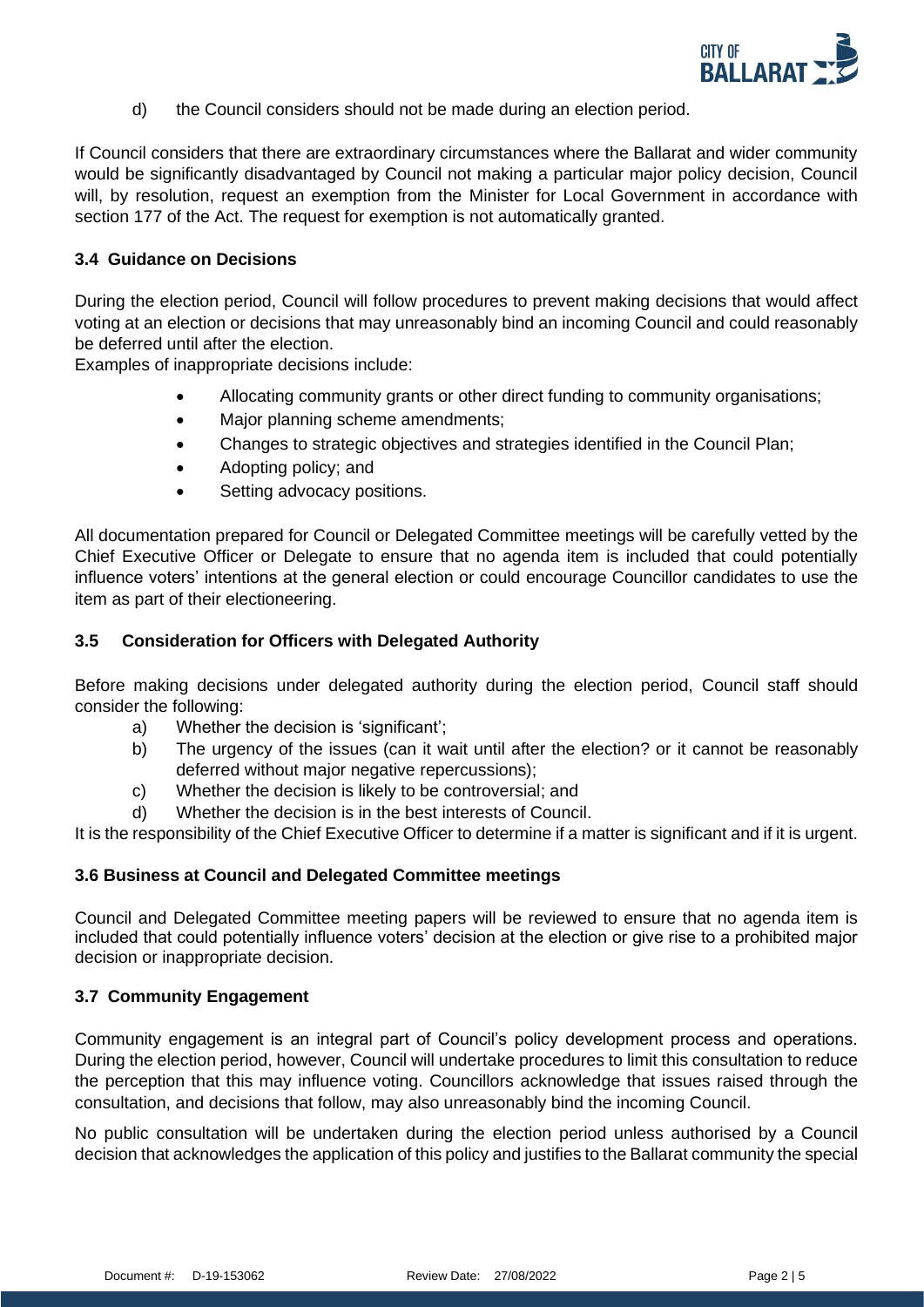d) the Council considers should not be made during an election period.

If Council considers that there are extraordinary circumstances where the Ballarat and wider community would be significantly disadvantaged by Council not making a particular major policy decision, Council will, by resolution, request an exemption from the Minister for Local Government in accordance with section 177 of the Act. The request for exemption is not automatically granted.

### 3.4 Guidance on Decisions

During the election period, Council will follow procedures to prevent making decisions that would affect voting at an election or decisions that may unreasonably bind an incoming Council and could reasonably be deferred until after the election.

Examples of inappropriate decisions include:

- Allocating community grants or other direct funding to community organisations;
- Major planning scheme amendments;
- Changes to strategic objectives and strategies identified in the Council Plan;
- Adopting policy; and
- Setting advocacy positions.

All documentation prepared for Council or Delegated Committee meetings will be carefully vetted by the Chief Executive Officer or Delegate to ensure that no agenda item is included that could potentially influence voters' intentions at the general election or could encourage Councillor candidates to use the item as part of their electioneering.

### 3.5 Consideration for Officers with Delegated Authority

Before making decisions under delegated authority during the election period, Council staff should consider the following:

a) Whether the decision is 'significant';
b) The urgency of the issues (can it wait until after the election? or it cannot be reasonably deferred without major negative repercussions);
c) Whether the decision is likely to be controversial; and
d) Whether the decision is in the best interests of Council.

It is the responsibility of the Chief Executive Officer to determine if a matter is significant and if it is urgent.

### 3.6 Business at Council and Delegated Committee meetings

Council and Delegated Committee meeting papers will be reviewed to ensure that no agenda item is included that could potentially influence voters' decision at the election or give rise to a prohibited major decision or inappropriate decision.

### 3.7 Community Engagement

Community engagement is an integral part of Council's policy development process and operations. During the election period, however, Council will undertake procedures to limit this consultation to reduce the perception that this may influence voting. Councillors acknowledge that issues raised through the consultation, and decisions that follow, may also unreasonably bind the incoming Council.

No public consultation will be undertaken during the election period unless authorised by a Council decision that acknowledges the application of this policy and justifies to the Ballarat community the special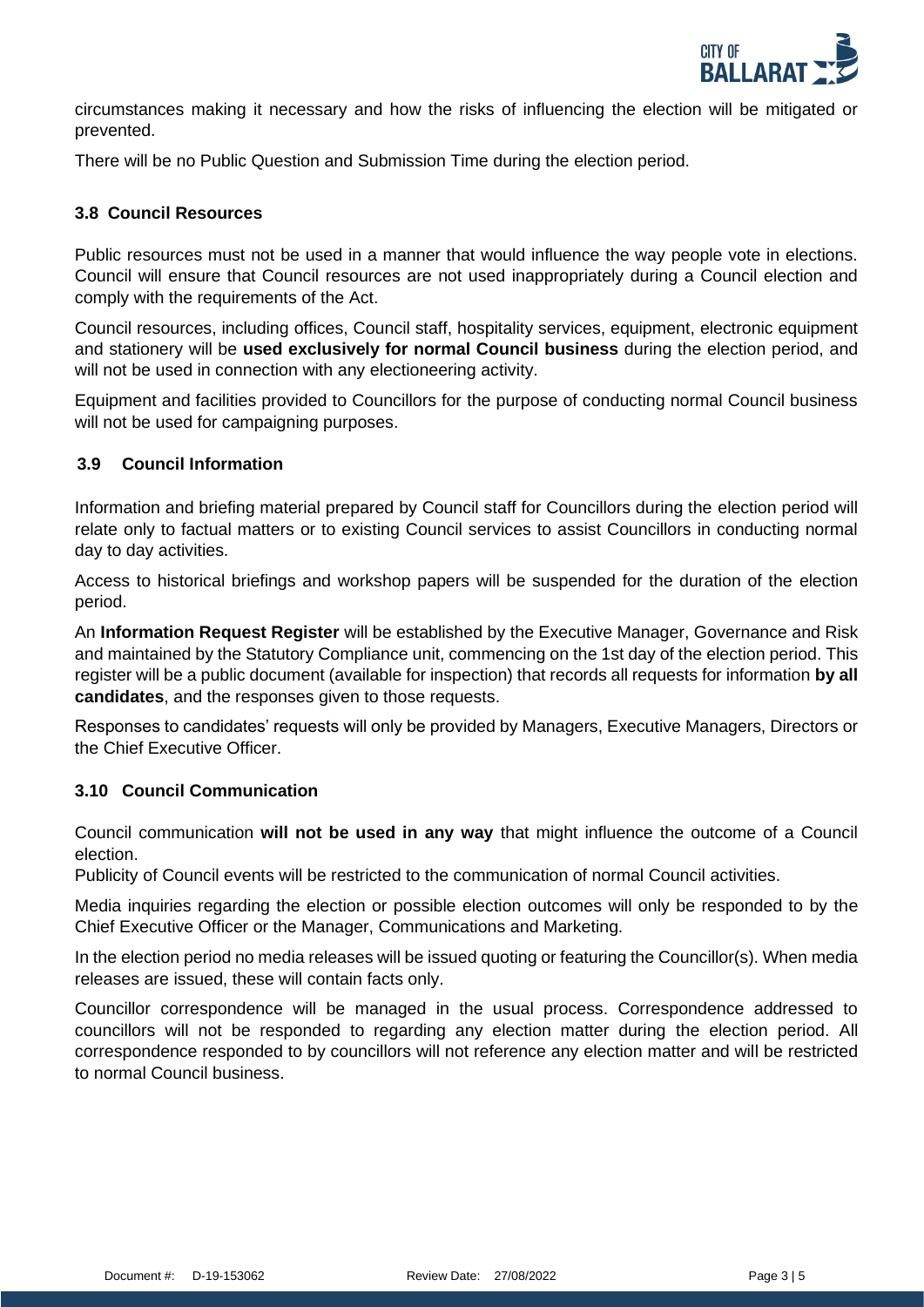circumstances making it necessary and how the risks of influencing the election will be mitigated or prevented.

There will be no Public Question and Submission Time during the election period.

### 3.8 Council Resources

Public resources must not be used in a manner that would influence the way people vote in elections. Council will ensure that Council resources are not used inappropriately during a Council election and comply with the requirements of the Act.

Council resources, including offices, Council staff, hospitality services, equipment, electronic equipment and stationery will be **used exclusively for normal Council business** during the election period, and will not be used in connection with any electioneering activity.

Equipment and facilities provided to Councillors for the purpose of conducting normal Council business will not be used for campaigning purposes.

### 3.9 Council Information

Information and briefing material prepared by Council staff for Councillors during the election period will relate only to factual matters or to existing Council services to assist Councillors in conducting normal day to day activities.

Access to historical briefings and workshop papers will be suspended for the duration of the election period.

An **Information Request Register** will be established by the Executive Manager, Governance and Risk and maintained by the Statutory Compliance unit, commencing on the 1st day of the election period. This register will be a public document (available for inspection) that records all requests for information **by all candidates**, and the responses given to those requests.

Responses to candidates' requests will only be provided by Managers, Executive Managers, Directors or the Chief Executive Officer.

### 3.10 Council Communication

Council communication **will not be used in any way** that might influence the outcome of a Council election.

Publicity of Council events will be restricted to the communication of normal Council activities.

Media inquiries regarding the election or possible election outcomes will only be responded to by the Chief Executive Officer or the Manager, Communications and Marketing.

In the election period no media releases will be issued quoting or featuring the Councillor(s). When media releases are issued, these will contain facts only.

Councillor correspondence will be managed in the usual process. Correspondence addressed to councillors will not be responded to regarding any election matter during the election period. All correspondence responded to by councillors will not reference any election matter and will be restricted to normal Council business.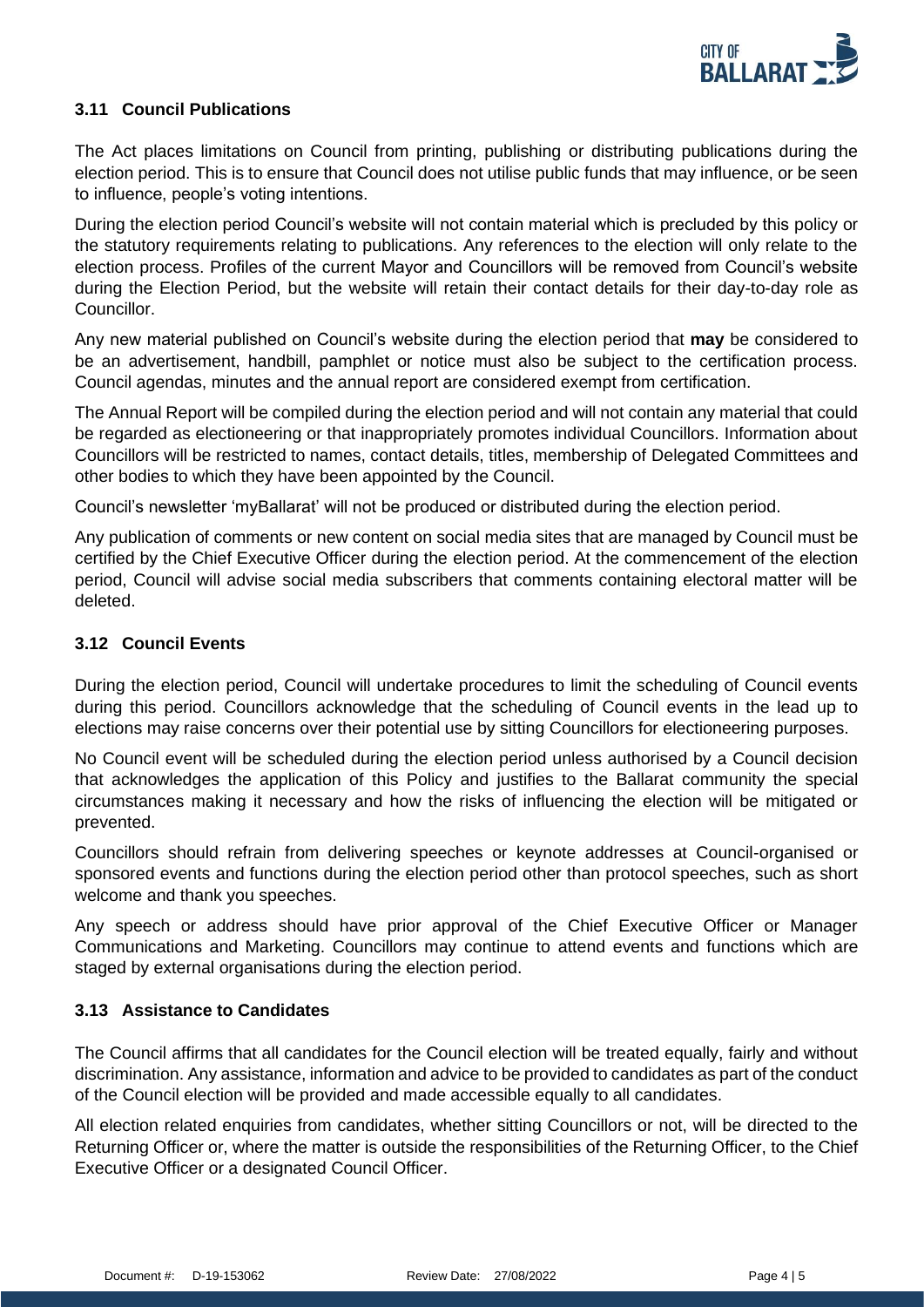### 3.11 Council Publications

The Act places limitations on Council from printing, publishing or distributing publications during the election period. This is to ensure that Council does not utilise public funds that may influence, or be seen to influence, people's voting intentions.

During the election period Council's website will not contain material which is precluded by this policy or the statutory requirements relating to publications. Any references to the election will only relate to the election process. Profiles of the current Mayor and Councillors will be removed from Council's website during the Election Period, but the website will retain their contact details for their day-to-day role as Councillor.

Any new material published on Council's website during the election period that **may** be considered to be an advertisement, handbill, pamphlet or notice must also be subject to the certification process. Council agendas, minutes and the annual report are considered exempt from certification.

The Annual Report will be compiled during the election period and will not contain any material that could be regarded as electioneering or that inappropriately promotes individual Councillors. Information about Councillors will be restricted to names, contact details, titles, membership of Delegated Committees and other bodies to which they have been appointed by the Council.

Council's newsletter 'myBallarat' will not be produced or distributed during the election period.

Any publication of comments or new content on social media sites that are managed by Council must be certified by the Chief Executive Officer during the election period. At the commencement of the election period, Council will advise social media subscribers that comments containing electoral matter will be deleted.

### 3.12 Council Events

During the election period, Council will undertake procedures to limit the scheduling of Council events during this period. Councillors acknowledge that the scheduling of Council events in the lead up to elections may raise concerns over their potential use by sitting Councillors for electioneering purposes.

No Council event will be scheduled during the election period unless authorised by a Council decision that acknowledges the application of this Policy and justifies to the Ballarat community the special circumstances making it necessary and how the risks of influencing the election will be mitigated or prevented.

Councillors should refrain from delivering speeches or keynote addresses at Council-organised or sponsored events and functions during the election period other than protocol speeches, such as short welcome and thank you speeches.

Any speech or address should have prior approval of the Chief Executive Officer or Manager Communications and Marketing. Councillors may continue to attend events and functions which are staged by external organisations during the election period.

### 3.13 Assistance to Candidates

The Council affirms that all candidates for the Council election will be treated equally, fairly and without discrimination. Any assistance, information and advice to be provided to candidates as part of the conduct of the Council election will be provided and made accessible equally to all candidates.

All election related enquiries from candidates, whether sitting Councillors or not, will be directed to the Returning Officer or, where the matter is outside the responsibilities of the Returning Officer, to the Chief Executive Officer or a designated Council Officer.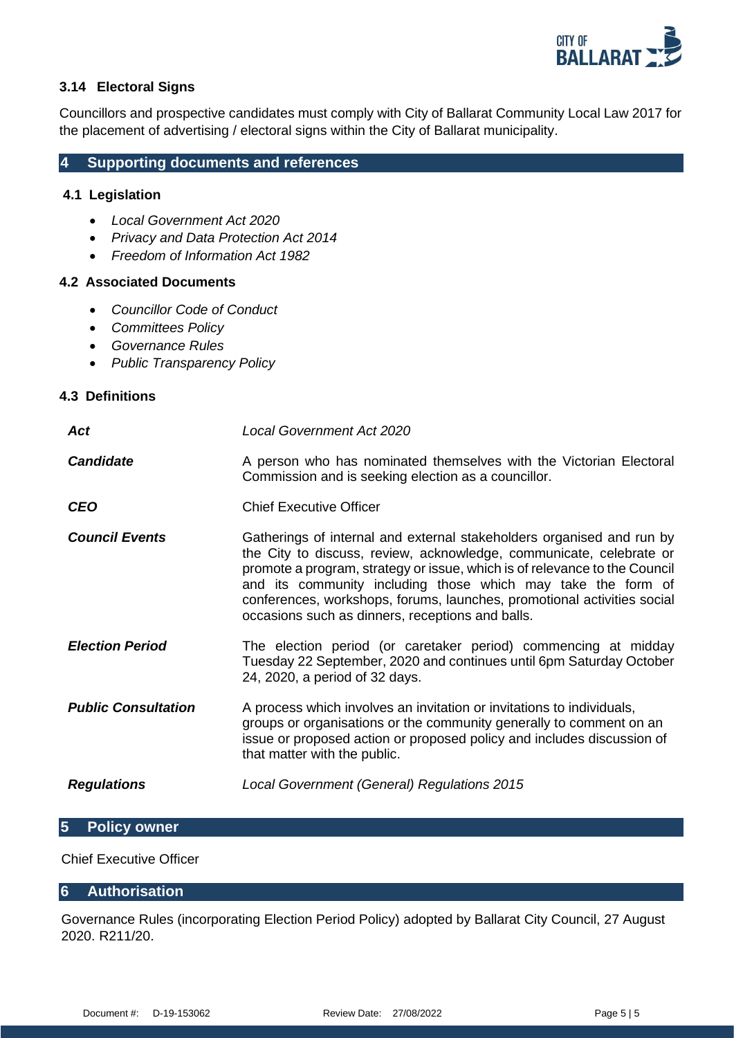### 3.14 Electoral Signs

Councillors and prospective candidates must comply with City of Ballarat Community Local Law 2017 for the placement of advertising / electoral signs within the City of Ballarat municipality.

## 4 Supporting documents and references

### 4.1 Legislation

- *Local Government Act 2020*
- *Privacy and Data Protection Act 2014*
- *Freedom of Information Act 1982*

### 4.2 Associated Documents

- *Councillor Code of Conduct*
- *Committees Policy*
- *Governance Rules*
- *Public Transparency Policy*

### 4.3 Definitions

| | |
|---|---|
| ***Act*** | *Local Government Act 2020* |
| ***Candidate*** | A person who has nominated themselves with the Victorian Electoral Commission and is seeking election as a councillor. |
| ***CEO*** | Chief Executive Officer |
| ***Council Events*** | Gatherings of internal and external stakeholders organised and run by the City to discuss, review, acknowledge, communicate, celebrate or promote a program, strategy or issue, which is of relevance to the Council and its community including those which may take the form of conferences, workshops, forums, launches, promotional activities social occasions such as dinners, receptions and balls. |
| ***Election Period*** | The election period (or caretaker period) commencing at midday Tuesday 22 September, 2020 and continues until 6pm Saturday October 24, 2020, a period of 32 days. |
| ***Public Consultation*** | A process which involves an invitation or invitations to individuals, groups or organisations or the community generally to comment on an issue or proposed action or proposed policy and includes discussion of that matter with the public. |
| ***Regulations*** | *Local Government (General) Regulations 2015* |

## 5 Policy owner

Chief Executive Officer

## 6 Authorisation

Governance Rules (incorporating Election Period Policy) adopted by Ballarat City Council, 27 August 2020. R211/20.

Document #: D-19-153062 Review Date: 27/08/2022